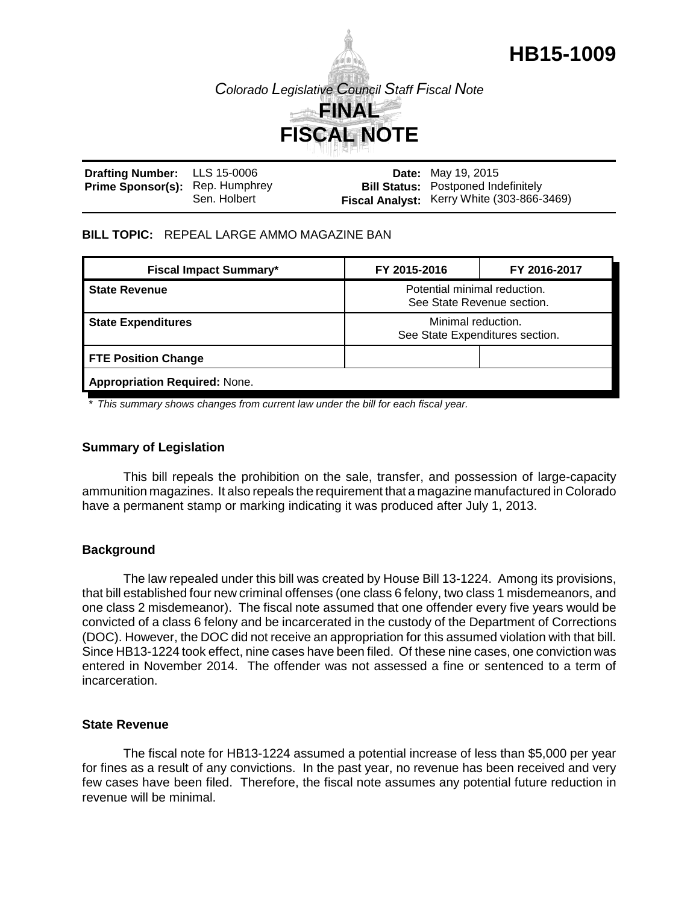# HB15-1009

*Colorado Legislative Council Staff Fiscal Note*

## FINAL FISCAL NOTE

| | | | |
|---|---|---|---|
| **Drafting Number:** | LLS 15-0006 | **Date:** | May 19, 2015 |
| **Prime Sponsor(s):** | Rep. Humphrey<br>Sen. Holbert | **Bill Status:** | Postponed Indefinitely |
| | | **Fiscal Analyst:** | Kerry White (303-866-3469) |

**BILL TOPIC:** REPEAL LARGE AMMO MAGAZINE BAN

| Fiscal Impact Summary* | FY 2015-2016 | FY 2016-2017 |
|---|---|---|
| **State Revenue** | Potential minimal reduction. See State Revenue section. | |
| **State Expenditures** | Minimal reduction. See State Expenditures section. | |
| **FTE Position Change** | | |
| **Appropriation Required:** None. | | |

*\* This summary shows changes from current law under the bill for each fiscal year.*

### Summary of Legislation

This bill repeals the prohibition on the sale, transfer, and possession of large-capacity ammunition magazines. It also repeals the requirement that a magazine manufactured in Colorado have a permanent stamp or marking indicating it was produced after July 1, 2013.

### Background

The law repealed under this bill was created by House Bill 13-1224. Among its provisions, that bill established four new criminal offenses (one class 6 felony, two class 1 misdemeanors, and one class 2 misdemeanor). The fiscal note assumed that one offender every five years would be convicted of a class 6 felony and be incarcerated in the custody of the Department of Corrections (DOC). However, the DOC did not receive an appropriation for this assumed violation with that bill. Since HB13-1224 took effect, nine cases have been filed. Of these nine cases, one conviction was entered in November 2014. The offender was not assessed a fine or sentenced to a term of incarceration.

### State Revenue

The fiscal note for HB13-1224 assumed a potential increase of less than $5,000 per year for fines as a result of any convictions. In the past year, no revenue has been received and very few cases have been filed. Therefore, the fiscal note assumes any potential future reduction in revenue will be minimal.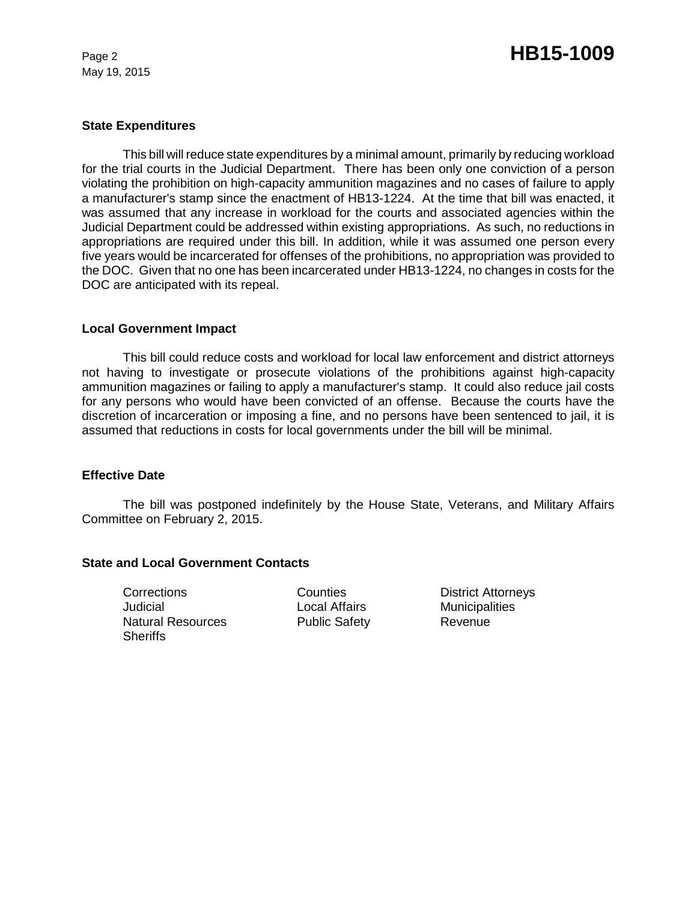### State Expenditures

This bill will reduce state expenditures by a minimal amount, primarily by reducing workload for the trial courts in the Judicial Department. There has been only one conviction of a person violating the prohibition on high-capacity ammunition magazines and no cases of failure to apply a manufacturer's stamp since the enactment of HB13-1224. At the time that bill was enacted, it was assumed that any increase in workload for the courts and associated agencies within the Judicial Department could be addressed within existing appropriations. As such, no reductions in appropriations are required under this bill. In addition, while it was assumed one person every five years would be incarcerated for offenses of the prohibitions, no appropriation was provided to the DOC. Given that no one has been incarcerated under HB13-1224, no changes in costs for the DOC are anticipated with its repeal.

### Local Government Impact

This bill could reduce costs and workload for local law enforcement and district attorneys not having to investigate or prosecute violations of the prohibitions against high-capacity ammunition magazines or failing to apply a manufacturer's stamp. It could also reduce jail costs for any persons who would have been convicted of an offense. Because the courts have the discretion of incarceration or imposing a fine, and no persons have been sentenced to jail, it is assumed that reductions in costs for local governments under the bill will be minimal.

### Effective Date

The bill was postponed indefinitely by the House State, Veterans, and Military Affairs Committee on February 2, 2015.

### State and Local Government Contacts

| | | |
|---|---|---|
| Corrections | Counties | District Attorneys |
| Judicial | Local Affairs | Municipalities |
| Natural Resources | Public Safety | Revenue |
| Sheriffs | | |